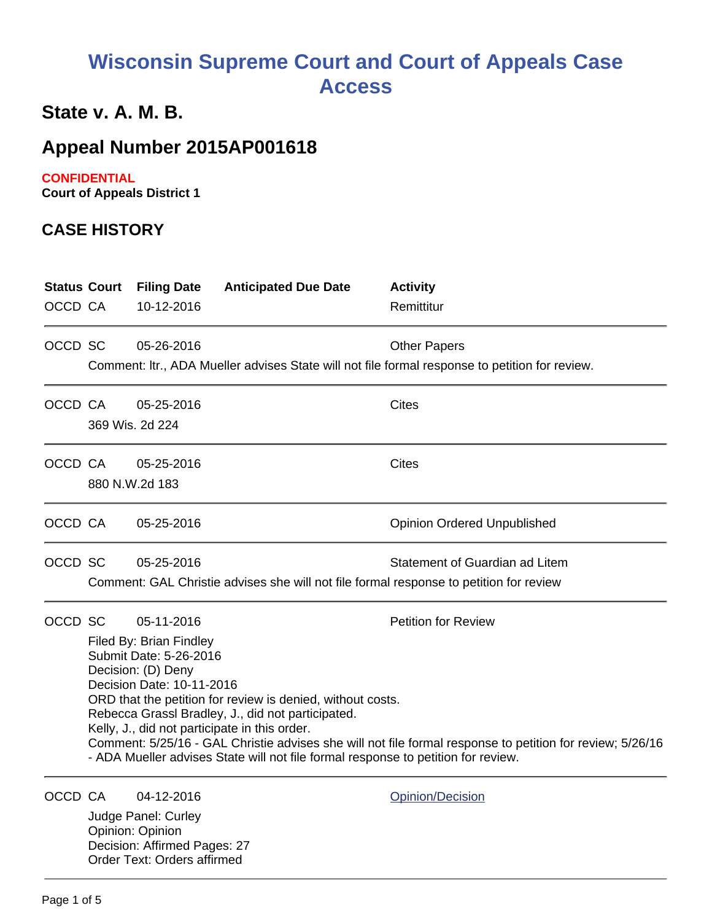# Wisconsin Supreme Court and Court of Appeals Case Access

## State v. A. M. B.

## Appeal Number 2015AP001618

**CONFIDENTIAL**
**Court of Appeals District 1**

## CASE HISTORY

| Status | Court | Filing Date | Anticipated Due Date | Activity |
|---|---|---|---|---|
| OCCD | CA | 10-12-2016 | | Remittitur |

| Status | Court | Filing Date | Anticipated Due Date | Activity |
|---|---|---|---|---|
| OCCD | SC | 05-26-2016 | | Other Papers |

Comment: ltr., ADA Mueller advises State will not file formal response to petition for review.

| Status | Court | Filing Date | Anticipated Due Date | Activity |
|---|---|---|---|---|
| OCCD | CA | 05-25-2016 | | Cites |

369 Wis. 2d 224

| Status | Court | Filing Date | Anticipated Due Date | Activity |
|---|---|---|---|---|
| OCCD | CA | 05-25-2016 | | Cites |

880 N.W.2d 183

| Status | Court | Filing Date | Anticipated Due Date | Activity |
|---|---|---|---|---|
| OCCD | CA | 05-25-2016 | | Opinion Ordered Unpublished |

| Status | Court | Filing Date | Anticipated Due Date | Activity |
|---|---|---|---|---|
| OCCD | SC | 05-25-2016 | | Statement of Guardian ad Litem |

Comment: GAL Christie advises she will not file formal response to petition for review

| Status | Court | Filing Date | Anticipated Due Date | Activity |
|---|---|---|---|---|
| OCCD | SC | 05-11-2016 | | Petition for Review |

Filed By: Brian Findley
Submit Date: 5-26-2016
Decision: (D) Deny
Decision Date: 10-11-2016
ORD that the petition for review is denied, without costs.
Rebecca Grassl Bradley, J., did not participated.
Kelly, J., did not participate in this order.
Comment: 5/25/16 - GAL Christie advises she will not file formal response to petition for review; 5/26/16 - ADA Mueller advises State will not file formal response to petition for review.

| Status | Court | Filing Date | Anticipated Due Date | Activity |
|---|---|---|---|---|
| OCCD | CA | 04-12-2016 | | Opinion/Decision |

Judge Panel: Curley
Opinion: Opinion
Decision: Affirmed Pages: 27
Order Text: Orders affirmed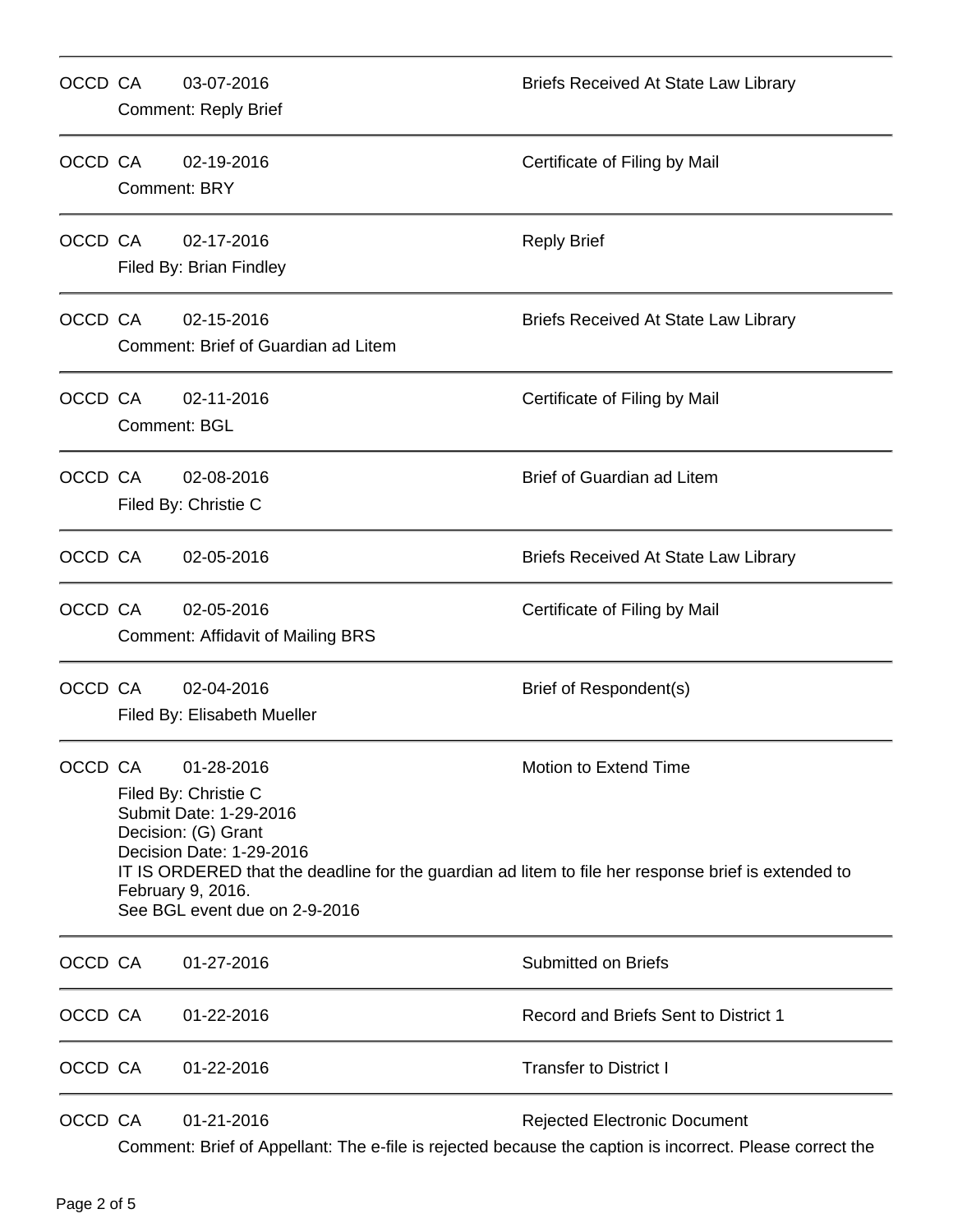OCCD CA 03-07-2016 Briefs Received At State Law Library
Comment: Reply Brief

---

OCCD CA 02-19-2016 Certificate of Filing by Mail
Comment: BRY

---

OCCD CA 02-17-2016 Reply Brief
Filed By: Brian Findley

---

OCCD CA 02-15-2016 Briefs Received At State Law Library
Comment: Brief of Guardian ad Litem

---

OCCD CA 02-11-2016 Certificate of Filing by Mail
Comment: BGL

---

OCCD CA 02-08-2016 Brief of Guardian ad Litem
Filed By: Christie C

---

OCCD CA 02-05-2016 Briefs Received At State Law Library

---

OCCD CA 02-05-2016 Certificate of Filing by Mail
Comment: Affidavit of Mailing BRS

---

OCCD CA 02-04-2016 Brief of Respondent(s)
Filed By: Elisabeth Mueller

---

OCCD CA 01-28-2016 Motion to Extend Time
Filed By: Christie C
Submit Date: 1-29-2016
Decision: (G) Grant
Decision Date: 1-29-2016
IT IS ORDERED that the deadline for the guardian ad litem to file her response brief is extended to February 9, 2016.
See BGL event due on 2-9-2016

---

OCCD CA 01-27-2016 Submitted on Briefs

---

OCCD CA 01-22-2016 Record and Briefs Sent to District 1

---

OCCD CA 01-22-2016 Transfer to District I

---

OCCD CA 01-21-2016 Rejected Electronic Document
Comment: Brief of Appellant: The e-file is rejected because the caption is incorrect. Please correct the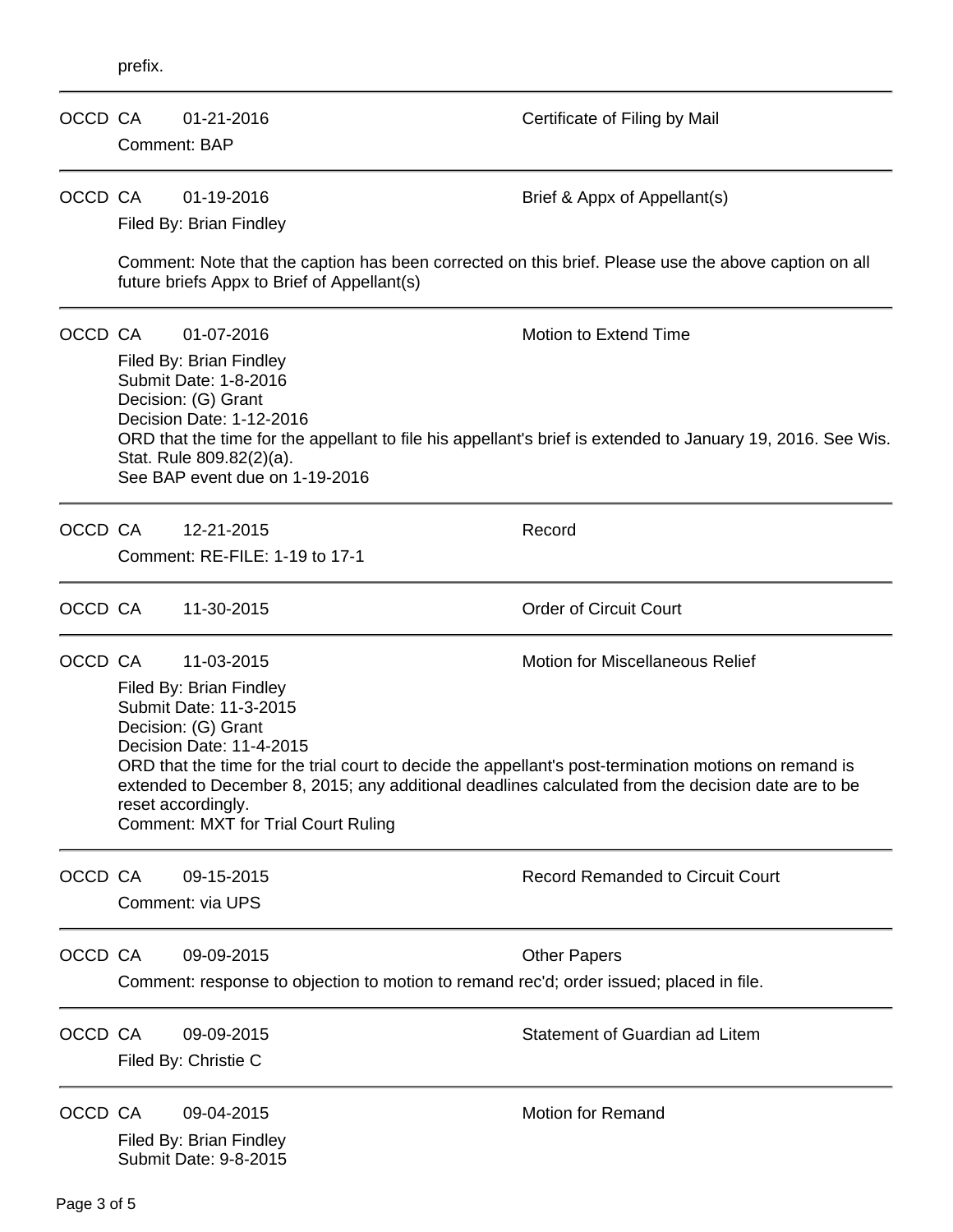prefix.

---

OCCD CA 01-21-2016 Certificate of Filing by Mail

Comment: BAP

---

OCCD CA 01-19-2016 Brief & Appx of Appellant(s)

Filed By: Brian Findley

Comment: Note that the caption has been corrected on this brief. Please use the above caption on all future briefs Appx to Brief of Appellant(s)

---

OCCD CA 01-07-2016 Motion to Extend Time

Filed By: Brian Findley
Submit Date: 1-8-2016
Decision: (G) Grant
Decision Date: 1-12-2016
ORD that the time for the appellant to file his appellant's brief is extended to January 19, 2016. See Wis. Stat. Rule 809.82(2)(a).
See BAP event due on 1-19-2016

---

OCCD CA 12-21-2015 Record

Comment: RE-FILE: 1-19 to 17-1

---

OCCD CA 11-30-2015 Order of Circuit Court

---

OCCD CA 11-03-2015 Motion for Miscellaneous Relief

Filed By: Brian Findley
Submit Date: 11-3-2015
Decision: (G) Grant
Decision Date: 11-4-2015
ORD that the time for the trial court to decide the appellant's post-termination motions on remand is extended to December 8, 2015; any additional deadlines calculated from the decision date are to be reset accordingly.
Comment: MXT for Trial Court Ruling

---

OCCD CA 09-15-2015 Record Remanded to Circuit Court

Comment: via UPS

---

OCCD CA 09-09-2015 Other Papers

Comment: response to objection to motion to remand rec'd; order issued; placed in file.

---

OCCD CA 09-09-2015 Statement of Guardian ad Litem

Filed By: Christie C

---

OCCD CA 09-04-2015 Motion for Remand

Filed By: Brian Findley
Submit Date: 9-8-2015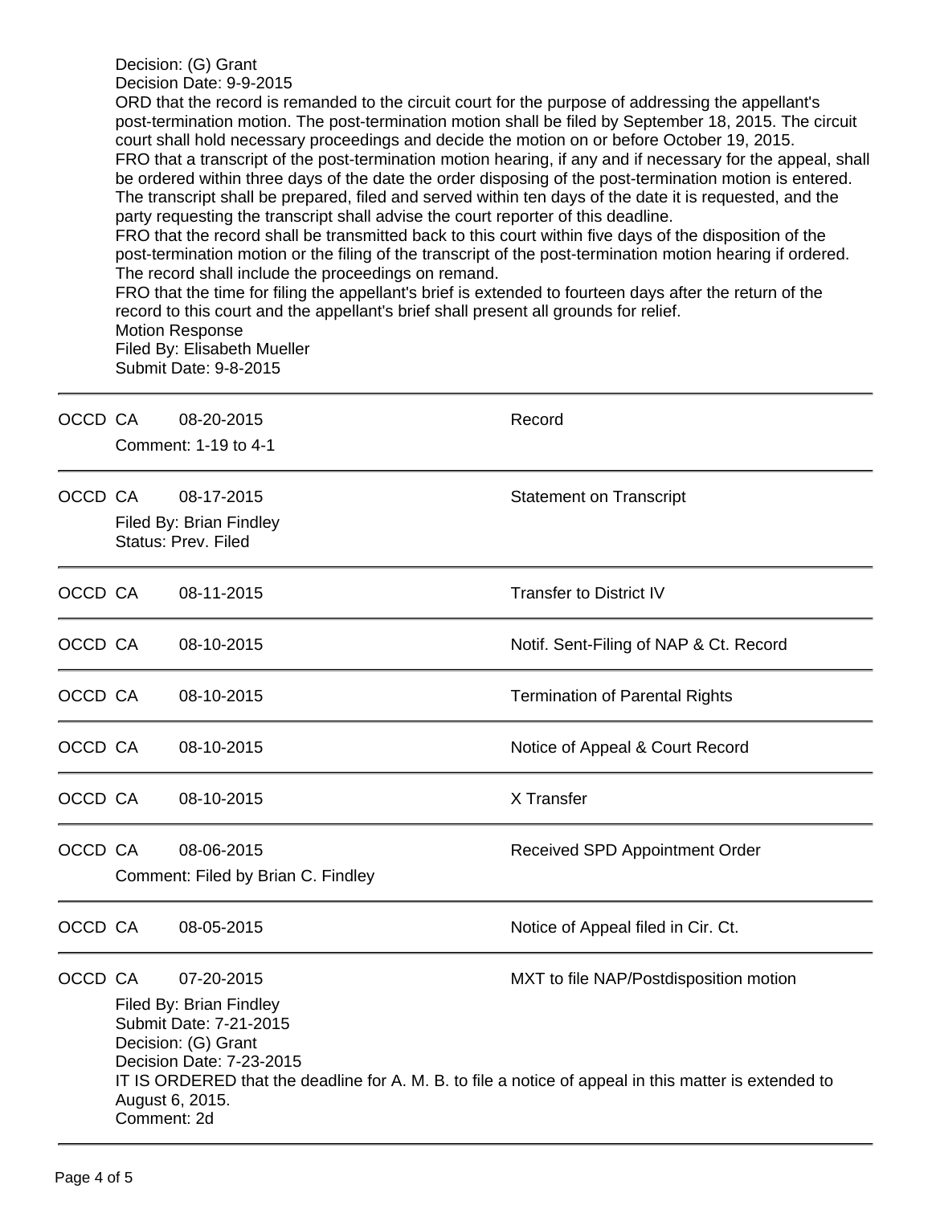Decision: (G) Grant
Decision Date: 9-9-2015
ORD that the record is remanded to the circuit court for the purpose of addressing the appellant's post-termination motion. The post-termination motion shall be filed by September 18, 2015. The circuit court shall hold necessary proceedings and decide the motion on or before October 19, 2015.
FRO that a transcript of the post-termination motion hearing, if any and if necessary for the appeal, shall be ordered within three days of the date the order disposing of the post-termination motion is entered. The transcript shall be prepared, filed and served within ten days of the date it is requested, and the party requesting the transcript shall advise the court reporter of this deadline.
FRO that the record shall be transmitted back to this court within five days of the disposition of the post-termination motion or the filing of the transcript of the post-termination motion hearing if ordered. The record shall include the proceedings on remand.
FRO that the time for filing the appellant's brief is extended to fourteen days after the return of the record to this court and the appellant's brief shall present all grounds for relief.
Motion Response
Filed By: Elisabeth Mueller
Submit Date: 9-8-2015

---

OCCD CA 08-20-2015 — Record
Comment: 1-19 to 4-1

---

OCCD CA 08-17-2015 — Statement on Transcript
Filed By: Brian Findley
Status: Prev. Filed

---

OCCD CA 08-11-2015 — Transfer to District IV

---

OCCD CA 08-10-2015 — Notif. Sent-Filing of NAP & Ct. Record

---

OCCD CA 08-10-2015 — Termination of Parental Rights

---

OCCD CA 08-10-2015 — Notice of Appeal & Court Record

---

OCCD CA 08-10-2015 — X Transfer

---

OCCD CA 08-06-2015 — Received SPD Appointment Order
Comment: Filed by Brian C. Findley

---

OCCD CA 08-05-2015 — Notice of Appeal filed in Cir. Ct.

---

OCCD CA 07-20-2015 — MXT to file NAP/Postdisposition motion
Filed By: Brian Findley
Submit Date: 7-21-2015
Decision: (G) Grant
Decision Date: 7-23-2015
IT IS ORDERED that the deadline for A. M. B. to file a notice of appeal in this matter is extended to August 6, 2015.
Comment: 2d

---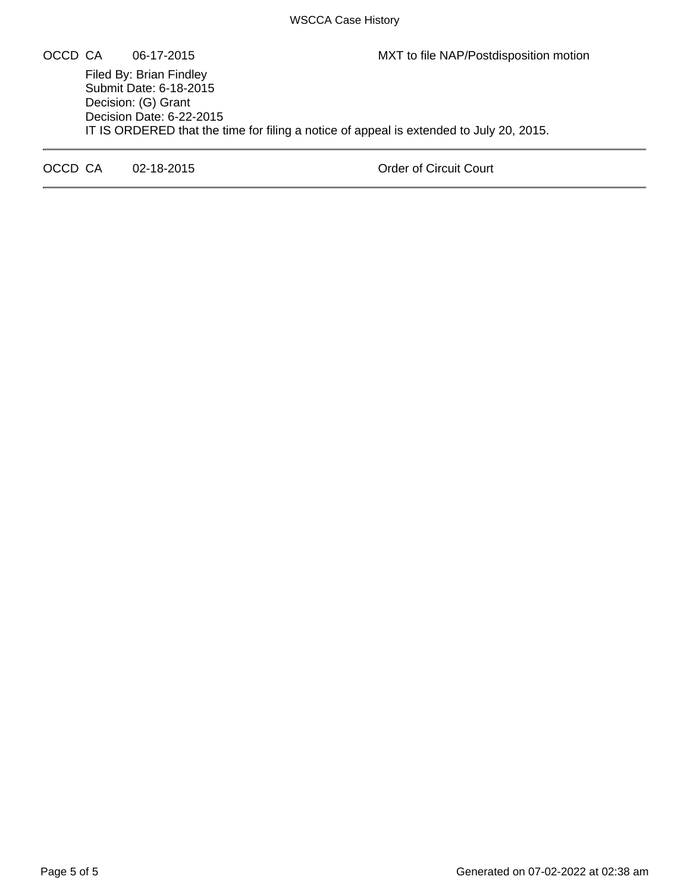| | | | |
|---|---|---|---|
| OCCD | CA | 06-17-2015 | MXT to file NAP/Postdisposition motion |

Filed By: Brian Findley
Submit Date: 6-18-2015
Decision: (G) Grant
Decision Date: 6-22-2015
IT IS ORDERED that the time for filing a notice of appeal is extended to July 20, 2015.

---

| | | | |
|---|---|---|---|
| OCCD | CA | 02-18-2015 | Order of Circuit Court |

---

Generated on 07-02-2022 at 02:38 am